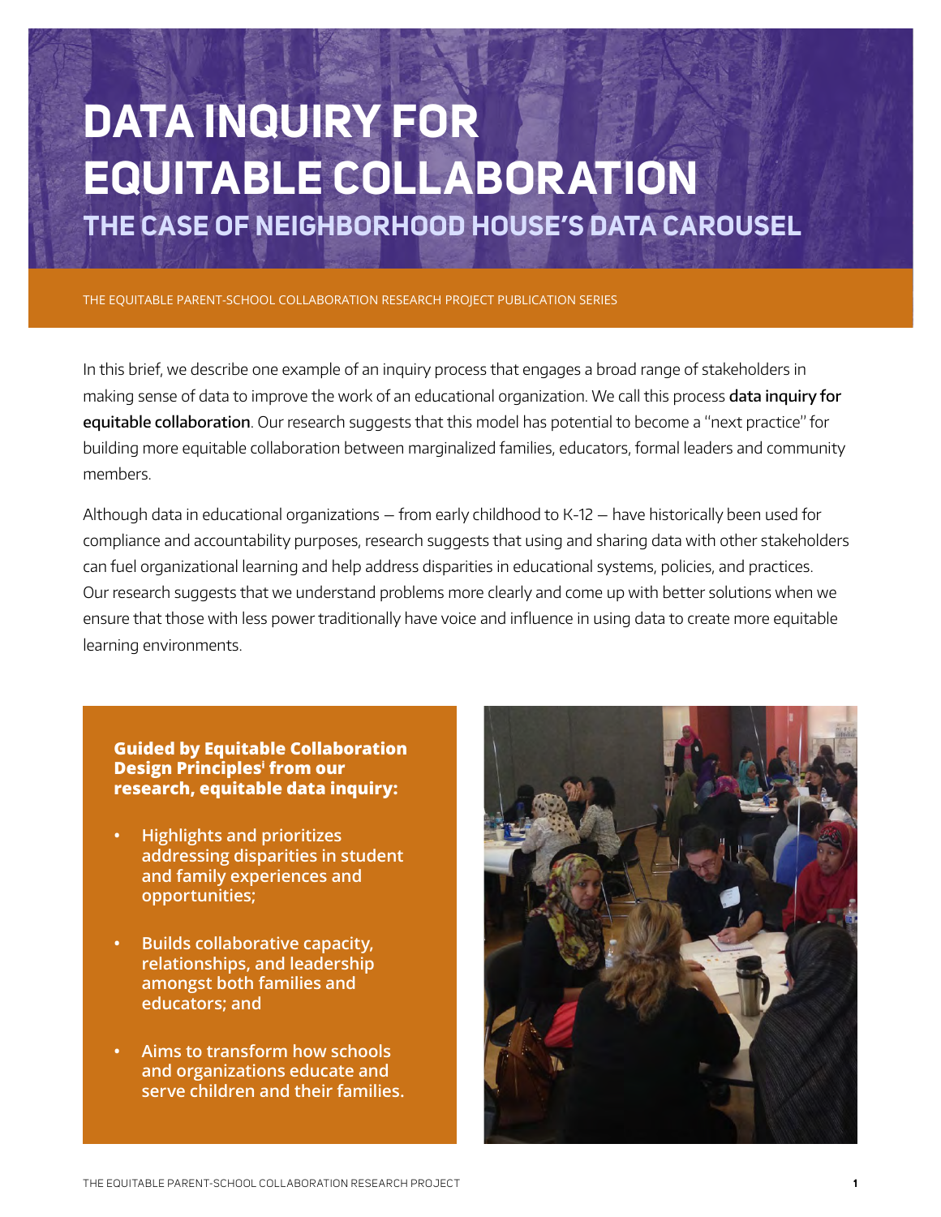# DATA INQUIRY FOR EQUITABLE COLLABORATION

## THE CASE OF NEIGHBORHOOD HOUSE'S DATA CAROUSEL

THE EQUITABLE PARENT-SCHOOL COLLABORATION RESEARCH PROJECT PUBLICATION SERIES

In this brief, we describe one example of an inquiry process that engages a broad range of stakeholders in making sense of data to improve the work of an educational organization. We call this process **data inquiry for equitable collaboration**. Our research suggests that this model has potential to become a "next practice" for building more equitable collaboration between marginalized families, educators, formal leaders and community members.

Although data in educational organizations — from early childhood to K-12 — have historically been used for compliance and accountability purposes, research suggests that using and sharing data with other stakeholders can fuel organizational learning and help address disparities in educational systems, policies, and practices. Our research suggests that we understand problems more clearly and come up with better solutions when we ensure that those with less power traditionally have voice and influence in using data to create more equitable learning environments.

**Guided by Equitable Collaboration Design Principles[i] from our research, equitable data inquiry:**

- **Highlights and prioritizes addressing disparities in student and family experiences and opportunities;**
- **Builds collaborative capacity, relationships, and leadership amongst both families and educators; and**
- **Aims to transform how schools and organizations educate and serve children and their families.**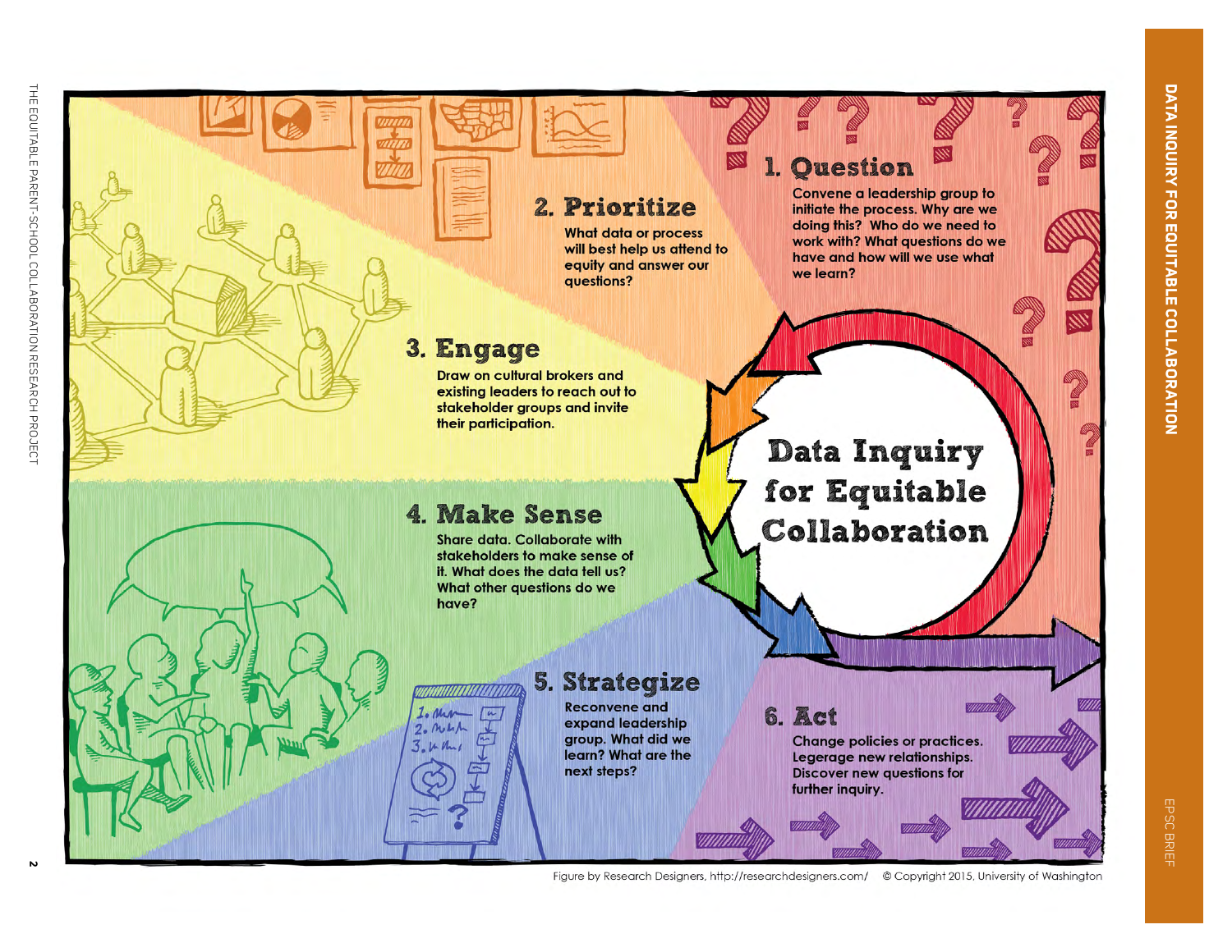# Data Inquiry for Equitable Collaboration

## 1. Question

Convene a leadership group to initiate the process. Why are we doing this? Who do we need to work with? What questions do we have and how will we use what we learn?

## 2. Prioritize

What data or process will best help us attend to equity and answer our questions?

## 3. Engage

Draw on cultural brokers and existing leaders to reach out to stakeholder groups and invite their participation.

## 4. Make Sense

Share data. Collaborate with stakeholders to make sense of it. What does the data tell us? What other questions do we have?

## 5. Strategize

Reconvene and expand leadership group. What did we learn? What are the next steps?

## 6. Act

Change policies or practices. Legerage new relationships. Discover new questions for further inquiry.

Figure by Research Designers, http://researchdesigners.com/ © Copyright 2015, University of Washington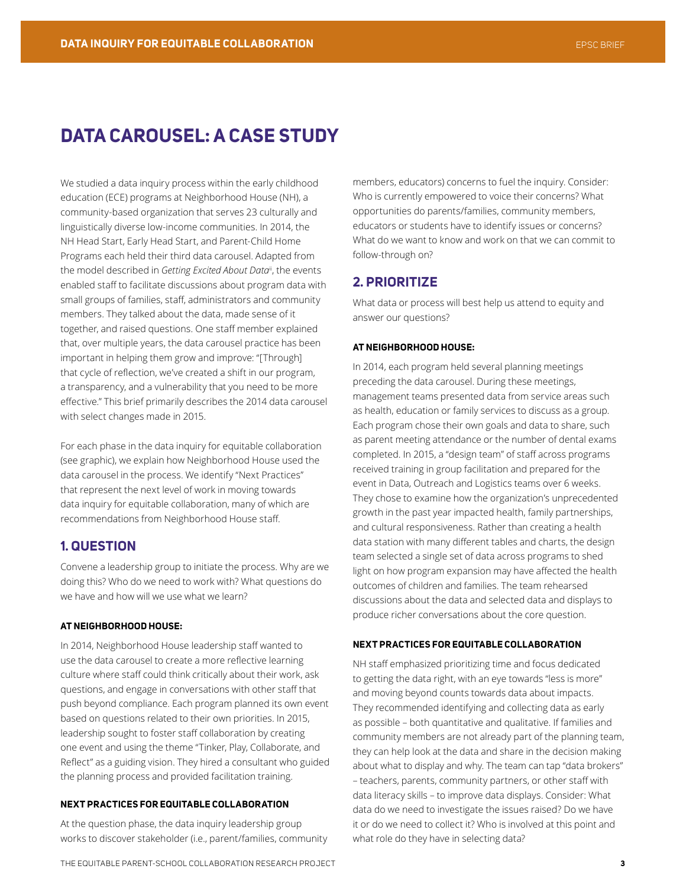# DATA CAROUSEL: A CASE STUDY

We studied a data inquiry process within the early childhood education (ECE) programs at Neighborhood House (NH), a community-based organization that serves 23 culturally and linguistically diverse low-income communities. In 2014, the NH Head Start, Early Head Start, and Parent-Child Home Programs each held their third data carousel. Adapted from the model described in *Getting Excited About Data*[ii], the events enabled staff to facilitate discussions about program data with small groups of families, staff, administrators and community members. They talked about the data, made sense of it together, and raised questions. One staff member explained that, over multiple years, the data carousel practice has been important in helping them grow and improve: "[Through] that cycle of reflection, we've created a shift in our program, a transparency, and a vulnerability that you need to be more effective." This brief primarily describes the 2014 data carousel with select changes made in 2015.

For each phase in the data inquiry for equitable collaboration (see graphic), we explain how Neighborhood House used the data carousel in the process. We identify "Next Practices" that represent the next level of work in moving towards data inquiry for equitable collaboration, many of which are recommendations from Neighborhood House staff.

## 1. QUESTION

Convene a leadership group to initiate the process. Why are we doing this? Who do we need to work with? What questions do we have and how will we use what we learn?

#### AT NEIGHBORHOOD HOUSE:

In 2014, Neighborhood House leadership staff wanted to use the data carousel to create a more reflective learning culture where staff could think critically about their work, ask questions, and engage in conversations with other staff that push beyond compliance. Each program planned its own event based on questions related to their own priorities. In 2015, leadership sought to foster staff collaboration by creating one event and using the theme "Tinker, Play, Collaborate, and Reflect" as a guiding vision. They hired a consultant who guided the planning process and provided facilitation training.

#### NEXT PRACTICES FOR EQUITABLE COLLABORATION

At the question phase, the data inquiry leadership group works to discover stakeholder (i.e., parent/families, community members, educators) concerns to fuel the inquiry. Consider: Who is currently empowered to voice their concerns? What opportunities do parents/families, community members, educators or students have to identify issues or concerns? What do we want to know and work on that we can commit to follow-through on?

## 2. PRIORITIZE

What data or process will best help us attend to equity and answer our questions?

#### AT NEIGHBORHOOD HOUSE:

In 2014, each program held several planning meetings preceding the data carousel. During these meetings, management teams presented data from service areas such as health, education or family services to discuss as a group. Each program chose their own goals and data to share, such as parent meeting attendance or the number of dental exams completed. In 2015, a "design team" of staff across programs received training in group facilitation and prepared for the event in Data, Outreach and Logistics teams over 6 weeks. They chose to examine how the organization's unprecedented growth in the past year impacted health, family partnerships, and cultural responsiveness. Rather than creating a health data station with many different tables and charts, the design team selected a single set of data across programs to shed light on how program expansion may have affected the health outcomes of children and families. The team rehearsed discussions about the data and selected data and displays to produce richer conversations about the core question.

#### NEXT PRACTICES FOR EQUITABLE COLLABORATION

NH staff emphasized prioritizing time and focus dedicated to getting the data right, with an eye towards "less is more" and moving beyond counts towards data about impacts. They recommended identifying and collecting data as early as possible – both quantitative and qualitative. If families and community members are not already part of the planning team, they can help look at the data and share in the decision making about what to display and why. The team can tap "data brokers" – teachers, parents, community partners, or other staff with data literacy skills – to improve data displays. Consider: What data do we need to investigate the issues raised? Do we have it or do we need to collect it? Who is involved at this point and what role do they have in selecting data?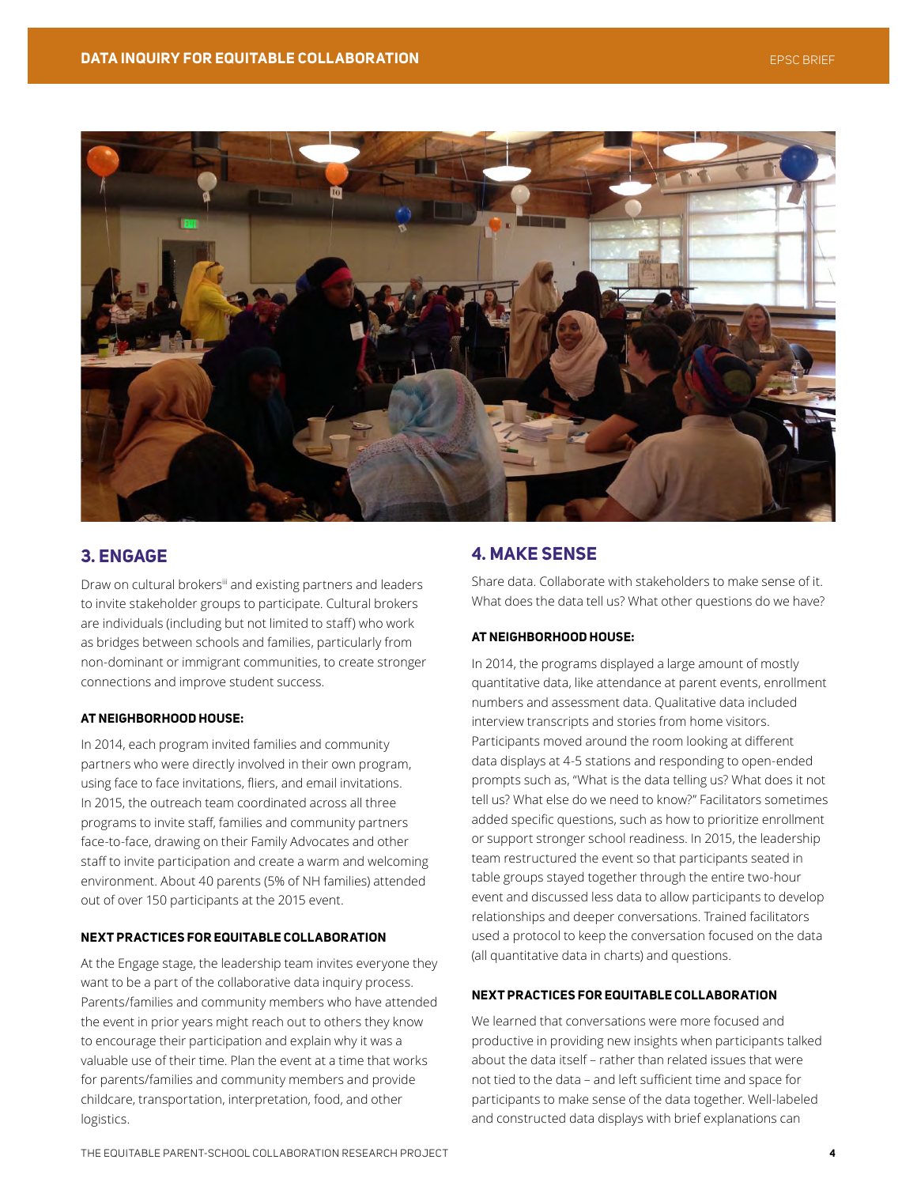## 3. ENGAGE

Draw on cultural brokers[iii] and existing partners and leaders to invite stakeholder groups to participate. Cultural brokers are individuals (including but not limited to staff) who work as bridges between schools and families, particularly from non-dominant or immigrant communities, to create stronger connections and improve student success.

### AT NEIGHBORHOOD HOUSE:

In 2014, each program invited families and community partners who were directly involved in their own program, using face to face invitations, fliers, and email invitations. In 2015, the outreach team coordinated across all three programs to invite staff, families and community partners face-to-face, drawing on their Family Advocates and other staff to invite participation and create a warm and welcoming environment. About 40 parents (5% of NH families) attended out of over 150 participants at the 2015 event.

### NEXT PRACTICES FOR EQUITABLE COLLABORATION

At the Engage stage, the leadership team invites everyone they want to be a part of the collaborative data inquiry process. Parents/families and community members who have attended the event in prior years might reach out to others they know to encourage their participation and explain why it was a valuable use of their time. Plan the event at a time that works for parents/families and community members and provide childcare, transportation, interpretation, food, and other logistics.

## 4. MAKE SENSE

Share data. Collaborate with stakeholders to make sense of it. What does the data tell us? What other questions do we have?

### AT NEIGHBORHOOD HOUSE:

In 2014, the programs displayed a large amount of mostly quantitative data, like attendance at parent events, enrollment numbers and assessment data. Qualitative data included interview transcripts and stories from home visitors. Participants moved around the room looking at different data displays at 4-5 stations and responding to open-ended prompts such as, "What is the data telling us? What does it not tell us? What else do we need to know?" Facilitators sometimes added specific questions, such as how to prioritize enrollment or support stronger school readiness. In 2015, the leadership team restructured the event so that participants seated in table groups stayed together through the entire two-hour event and discussed less data to allow participants to develop relationships and deeper conversations. Trained facilitators used a protocol to keep the conversation focused on the data (all quantitative data in charts) and questions.

### NEXT PRACTICES FOR EQUITABLE COLLABORATION

We learned that conversations were more focused and productive in providing new insights when participants talked about the data itself – rather than related issues that were not tied to the data – and left sufficient time and space for participants to make sense of the data together. Well-labeled and constructed data displays with brief explanations can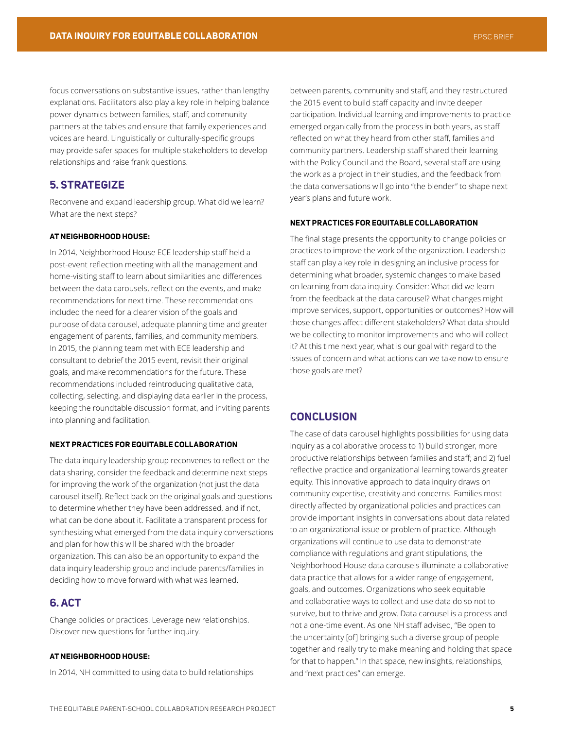focus conversations on substantive issues, rather than lengthy explanations. Facilitators also play a key role in helping balance power dynamics between families, staff, and community partners at the tables and ensure that family experiences and voices are heard. Linguistically or culturally-specific groups may provide safer spaces for multiple stakeholders to develop relationships and raise frank questions.

## 5. STRATEGIZE

Reconvene and expand leadership group. What did we learn? What are the next steps?

#### AT NEIGHBORHOOD HOUSE:

In 2014, Neighborhood House ECE leadership staff held a post-event reflection meeting with all the management and home-visiting staff to learn about similarities and differences between the data carousels, reflect on the events, and make recommendations for next time. These recommendations included the need for a clearer vision of the goals and purpose of data carousel, adequate planning time and greater engagement of parents, families, and community members. In 2015, the planning team met with ECE leadership and consultant to debrief the 2015 event, revisit their original goals, and make recommendations for the future. These recommendations included reintroducing qualitative data, collecting, selecting, and displaying data earlier in the process, keeping the roundtable discussion format, and inviting parents into planning and facilitation.

#### NEXT PRACTICES FOR EQUITABLE COLLABORATION

The data inquiry leadership group reconvenes to reflect on the data sharing, consider the feedback and determine next steps for improving the work of the organization (not just the data carousel itself). Reflect back on the original goals and questions to determine whether they have been addressed, and if not, what can be done about it. Facilitate a transparent process for synthesizing what emerged from the data inquiry conversations and plan for how this will be shared with the broader organization. This can also be an opportunity to expand the data inquiry leadership group and include parents/families in deciding how to move forward with what was learned.

## 6. ACT

Change policies or practices. Leverage new relationships. Discover new questions for further inquiry.

#### AT NEIGHBORHOOD HOUSE:

In 2014, NH committed to using data to build relationships between parents, community and staff, and they restructured the 2015 event to build staff capacity and invite deeper participation. Individual learning and improvements to practice emerged organically from the process in both years, as staff reflected on what they heard from other staff, families and community partners. Leadership staff shared their learning with the Policy Council and the Board, several staff are using the work as a project in their studies, and the feedback from the data conversations will go into "the blender" to shape next year's plans and future work.

#### NEXT PRACTICES FOR EQUITABLE COLLABORATION

The final stage presents the opportunity to change policies or practices to improve the work of the organization. Leadership staff can play a key role in designing an inclusive process for determining what broader, systemic changes to make based on learning from data inquiry. Consider: What did we learn from the feedback at the data carousel? What changes might improve services, support, opportunities or outcomes? How will those changes affect different stakeholders? What data should we be collecting to monitor improvements and who will collect it? At this time next year, what is our goal with regard to the issues of concern and what actions can we take now to ensure those goals are met?

## CONCLUSION

The case of data carousel highlights possibilities for using data inquiry as a collaborative process to 1) build stronger, more productive relationships between families and staff; and 2) fuel reflective practice and organizational learning towards greater equity. This innovative approach to data inquiry draws on community expertise, creativity and concerns. Families most directly affected by organizational policies and practices can provide important insights in conversations about data related to an organizational issue or problem of practice. Although organizations will continue to use data to demonstrate compliance with regulations and grant stipulations, the Neighborhood House data carousels illuminate a collaborative data practice that allows for a wider range of engagement, goals, and outcomes. Organizations who seek equitable and collaborative ways to collect and use data do so not to survive, but to thrive and grow. Data carousel is a process and not a one-time event. As one NH staff advised, "Be open to the uncertainty [of] bringing such a diverse group of people together and really try to make meaning and holding that space for that to happen." In that space, new insights, relationships, and "next practices" can emerge.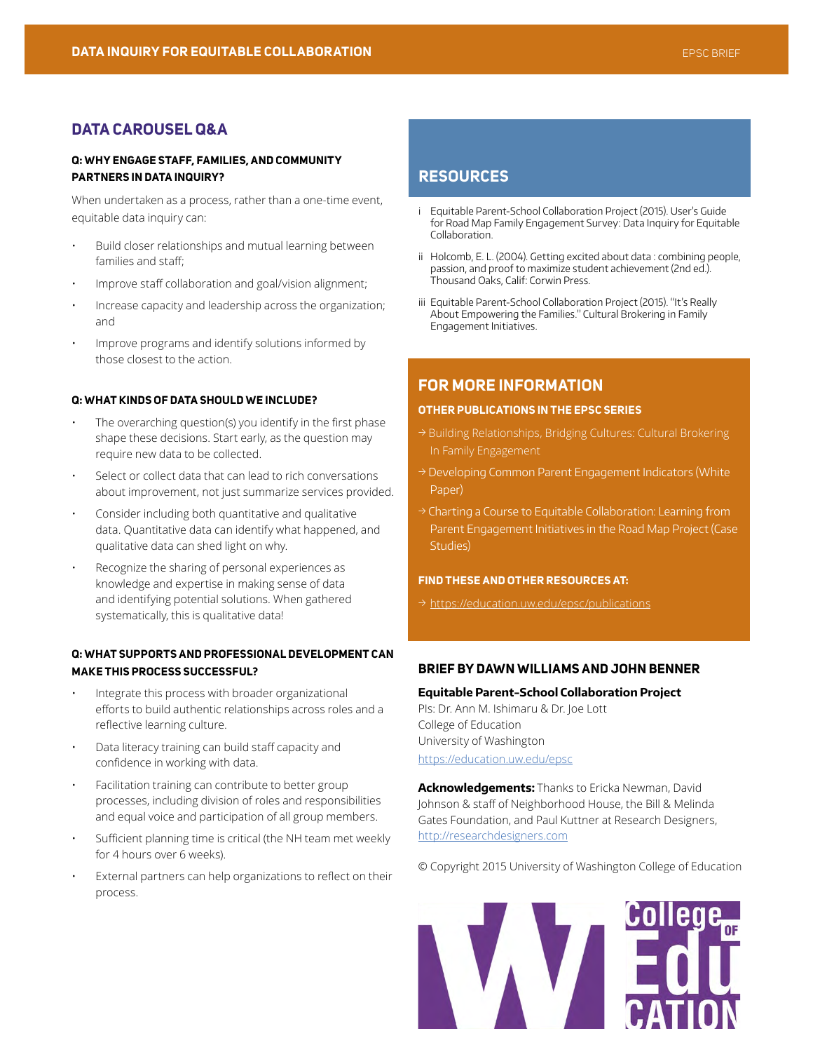## DATA CAROUSEL Q&A

**Q: WHY ENGAGE STAFF, FAMILIES, AND COMMUNITY PARTNERS IN DATA INQUIRY?**

When undertaken as a process, rather than a one-time event, equitable data inquiry can:

- Build closer relationships and mutual learning between families and staff;
- Improve staff collaboration and goal/vision alignment;
- Increase capacity and leadership across the organization; and
- Improve programs and identify solutions informed by those closest to the action.

**Q: WHAT KINDS OF DATA SHOULD WE INCLUDE?**

- The overarching question(s) you identify in the first phase shape these decisions. Start early, as the question may require new data to be collected.
- Select or collect data that can lead to rich conversations about improvement, not just summarize services provided.
- Consider including both quantitative and qualitative data. Quantitative data can identify what happened, and qualitative data can shed light on why.
- Recognize the sharing of personal experiences as knowledge and expertise in making sense of data and identifying potential solutions. When gathered systematically, this is qualitative data!

**Q: WHAT SUPPORTS AND PROFESSIONAL DEVELOPMENT CAN MAKE THIS PROCESS SUCCESSFUL?**

- Integrate this process with broader organizational efforts to build authentic relationships across roles and a reflective learning culture.
- Data literacy training can build staff capacity and confidence in working with data.
- Facilitation training can contribute to better group processes, including division of roles and responsibilities and equal voice and participation of all group members.
- Sufficient planning time is critical (the NH team met weekly for 4 hours over 6 weeks).
- External partners can help organizations to reflect on their process.

## RESOURCES

i Equitable Parent-School Collaboration Project (2015). User's Guide for Road Map Family Engagement Survey: Data Inquiry for Equitable Collaboration.

ii Holcomb, E. L. (2004). Getting excited about data : combining people, passion, and proof to maximize student achievement (2nd ed.). Thousand Oaks, Calif: Corwin Press.

iii Equitable Parent-School Collaboration Project (2015). "It's Really About Empowering the Families." Cultural Brokering in Family Engagement Initiatives.

## FOR MORE INFORMATION

**OTHER PUBLICATIONS IN THE EPSC SERIES**

→ Building Relationships, Bridging Cultures: Cultural Brokering In Family Engagement

→ Developing Common Parent Engagement Indicators (White Paper)

→ Charting a Course to Equitable Collaboration: Learning from Parent Engagement Initiatives in the Road Map Project (Case Studies)

**FIND THESE AND OTHER RESOURCES AT:**

→ https://education.uw.edu/epsc/publications

**BRIEF BY DAWN WILLIAMS AND JOHN BENNER**

**Equitable Parent-School Collaboration Project**
PIs: Dr. Ann M. Ishimaru & Dr. Joe Lott
College of Education
University of Washington
https://education.uw.edu/epsc

**Acknowledgements:** Thanks to Ericka Newman, David Johnson & staff of Neighborhood House, the Bill & Melinda Gates Foundation, and Paul Kuttner at Research Designers, http://researchdesigners.com

© Copyright 2015 University of Washington College of Education